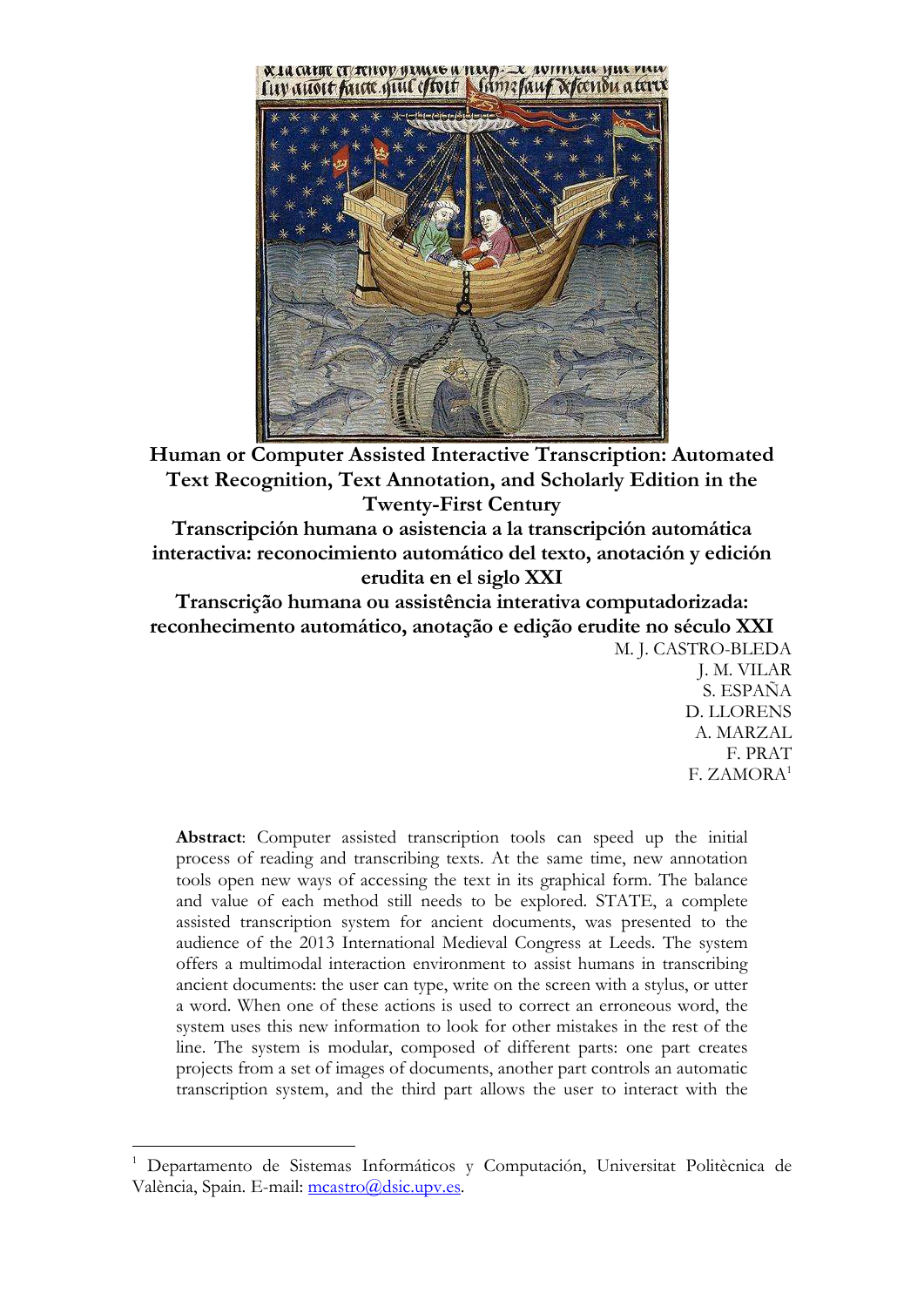# Human or Computer Assisted Interactive Transcription: Automated Text Recognition, Text Annotation, and Scholarly Edition in the Twenty-First Century

# Transcripción humana o asistencia a la transcripción automática interactiva: reconocimiento automático del texto, anotación y edición erudita en el siglo XXI

# Transcrição humana ou assistência interativa computadorizada: reconhecimento automático, anotação e edição erudite no século XXI

M. J. CASTRO-BLEDA
J. M. VILAR
S. ESPAÑA
D. LLORENS
A. MARZAL
F. PRAT
F. ZAMORA[1]

**Abstract**: Computer assisted transcription tools can speed up the initial process of reading and transcribing texts. At the same time, new annotation tools open new ways of accessing the text in its graphical form. The balance and value of each method still needs to be explored. STATE, a complete assisted transcription system for ancient documents, was presented to the audience of the 2013 International Medieval Congress at Leeds. The system offers a multimodal interaction environment to assist humans in transcribing ancient documents: the user can type, write on the screen with a stylus, or utter a word. When one of these actions is used to correct an erroneous word, the system uses this new information to look for other mistakes in the rest of the line. The system is modular, composed of different parts: one part creates projects from a set of images of documents, another part controls an automatic transcription system, and the third part allows the user to interact with the

---

[1] Departamento de Sistemas Informáticos y Computación, Universitat Politècnica de València, Spain. E-mail: mcastro@dsic.upv.es.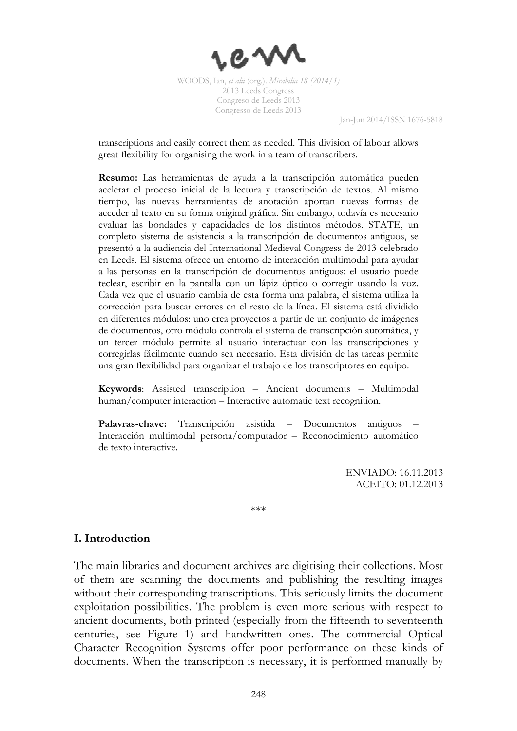transcriptions and easily correct them as needed. This division of labour allows great flexibility for organising the work in a team of transcribers.

**Resumo:** Las herramientas de ayuda a la transcripción automática pueden acelerar el proceso inicial de la lectura y transcripción de textos. Al mismo tiempo, las nuevas herramientas de anotación aportan nuevas formas de acceder al texto en su forma original gráfica. Sin embargo, todavía es necesario evaluar las bondades y capacidades de los distintos métodos. STATE, un completo sistema de asistencia a la transcripción de documentos antiguos, se presentó a la audiencia del International Medieval Congress de 2013 celebrado en Leeds. El sistema ofrece un entorno de interacción multimodal para ayudar a las personas en la transcripción de documentos antiguos: el usuario puede teclear, escribir en la pantalla con un lápiz óptico o corregir usando la voz. Cada vez que el usuario cambia de esta forma una palabra, el sistema utiliza la corrección para buscar errores en el resto de la línea. El sistema está dividido en diferentes módulos: uno crea proyectos a partir de un conjunto de imágenes de documentos, otro módulo controla el sistema de transcripción automática, y un tercer módulo permite al usuario interactuar con las transcripciones y corregirlas fácilmente cuando sea necesario. Esta división de las tareas permite una gran flexibilidad para organizar el trabajo de los transcriptores en equipo.

**Keywords**: Assisted transcription – Ancient documents – Multimodal human/computer interaction – Interactive automatic text recognition.

**Palavras-chave:** Transcripción asistida – Documentos antiguos – Interacción multimodal persona/computador – Reconocimiento automático de texto interactive.

ENVIADO: 16.11.2013
ACEITO: 01.12.2013

\*\*\*

## I. Introduction

The main libraries and document archives are digitising their collections. Most of them are scanning the documents and publishing the resulting images without their corresponding transcriptions. This seriously limits the document exploitation possibilities. The problem is even more serious with respect to ancient documents, both printed (especially from the fifteenth to seventeenth centuries, see Figure 1) and handwritten ones. The commercial Optical Character Recognition Systems offer poor performance on these kinds of documents. When the transcription is necessary, it is performed manually by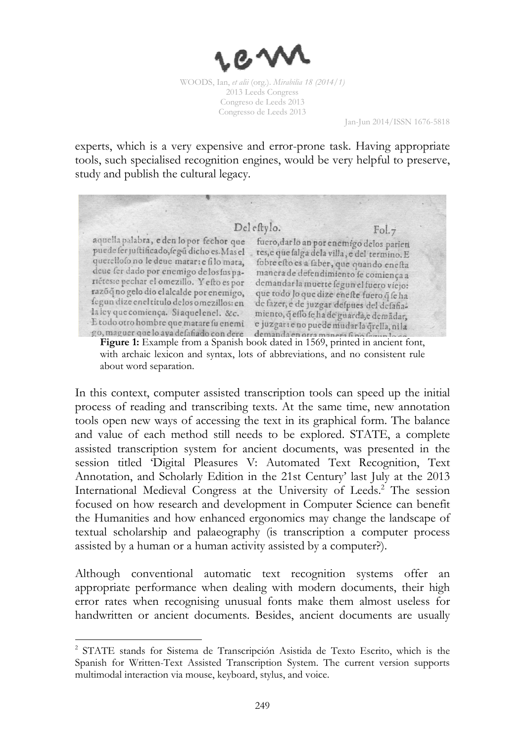experts, which is a very expensive and error-prone task. Having appropriate tools, such specialised recognition engines, would be very helpful to preserve, study and publish the cultural legacy.

**Figure 1:** Example from a Spanish book dated in 1569, printed in ancient font, with archaic lexicon and syntax, lots of abbreviations, and no consistent rule about word separation.

In this context, computer assisted transcription tools can speed up the initial process of reading and transcribing texts. At the same time, new annotation tools open new ways of accessing the text in its graphical form. The balance and value of each method still needs to be explored. STATE, a complete assisted transcription system for ancient documents, was presented in the session titled 'Digital Pleasures V: Automated Text Recognition, Text Annotation, and Scholarly Edition in the 21st Century' last July at the 2013 International Medieval Congress at the University of Leeds.[2] The session focused on how research and development in Computer Science can benefit the Humanities and how enhanced ergonomics may change the landscape of textual scholarship and palaeography (is transcription a computer process assisted by a human or a human activity assisted by a computer?).

Although conventional automatic text recognition systems offer an appropriate performance when dealing with modern documents, their high error rates when recognising unusual fonts make them almost useless for handwritten or ancient documents. Besides, ancient documents are usually

---

[2] STATE stands for Sistema de Transcripción Asistida de Texto Escrito, which is the Spanish for Written-Text Assisted Transcription System. The current version supports multimodal interaction via mouse, keyboard, stylus, and voice.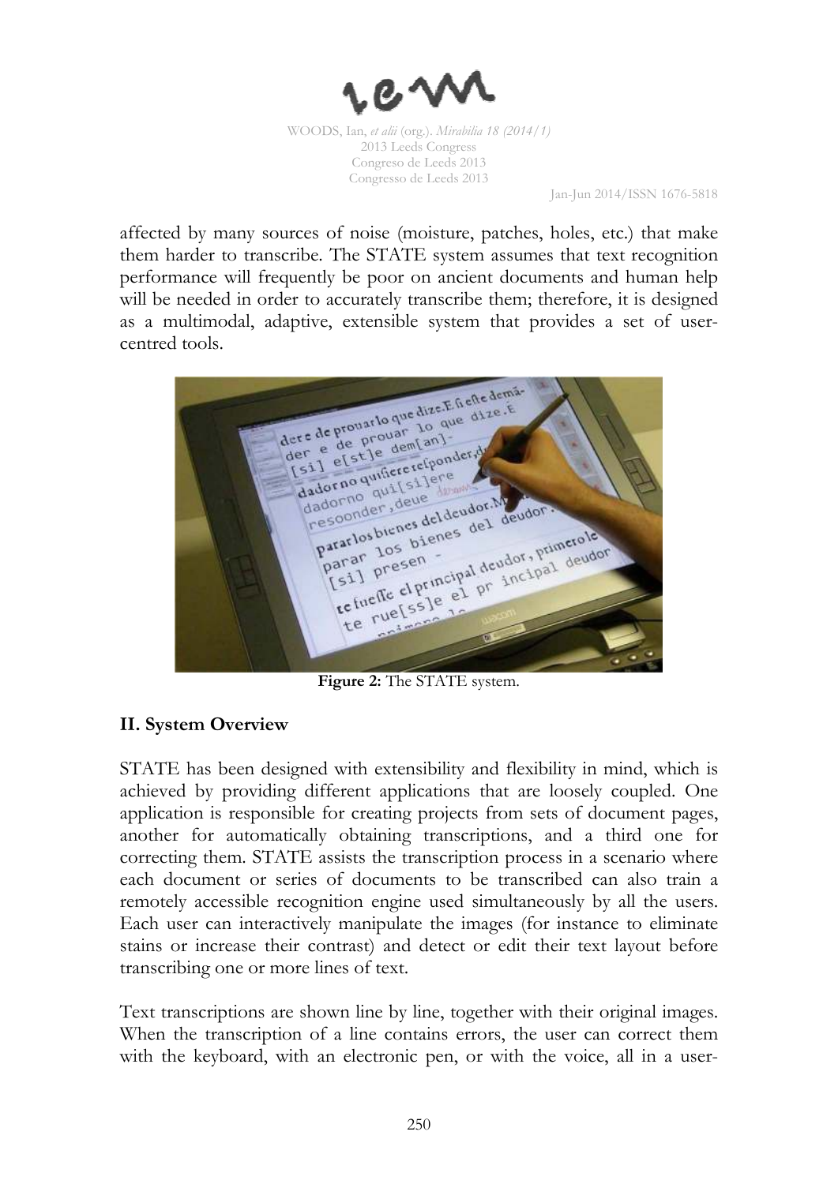affected by many sources of noise (moisture, patches, holes, etc.) that make them harder to transcribe. The STATE system assumes that text recognition performance will frequently be poor on ancient documents and human help will be needed in order to accurately transcribe them; therefore, it is designed as a multimodal, adaptive, extensible system that provides a set of user-centred tools.

**Figure 2:** The STATE system.

## II. System Overview

STATE has been designed with extensibility and flexibility in mind, which is achieved by providing different applications that are loosely coupled. One application is responsible for creating projects from sets of document pages, another for automatically obtaining transcriptions, and a third one for correcting them. STATE assists the transcription process in a scenario where each document or series of documents to be transcribed can also train a remotely accessible recognition engine used simultaneously by all the users. Each user can interactively manipulate the images (for instance to eliminate stains or increase their contrast) and detect or edit their text layout before transcribing one or more lines of text.

Text transcriptions are shown line by line, together with their original images. When the transcription of a line contains errors, the user can correct them with the keyboard, with an electronic pen, or with the voice, all in a user-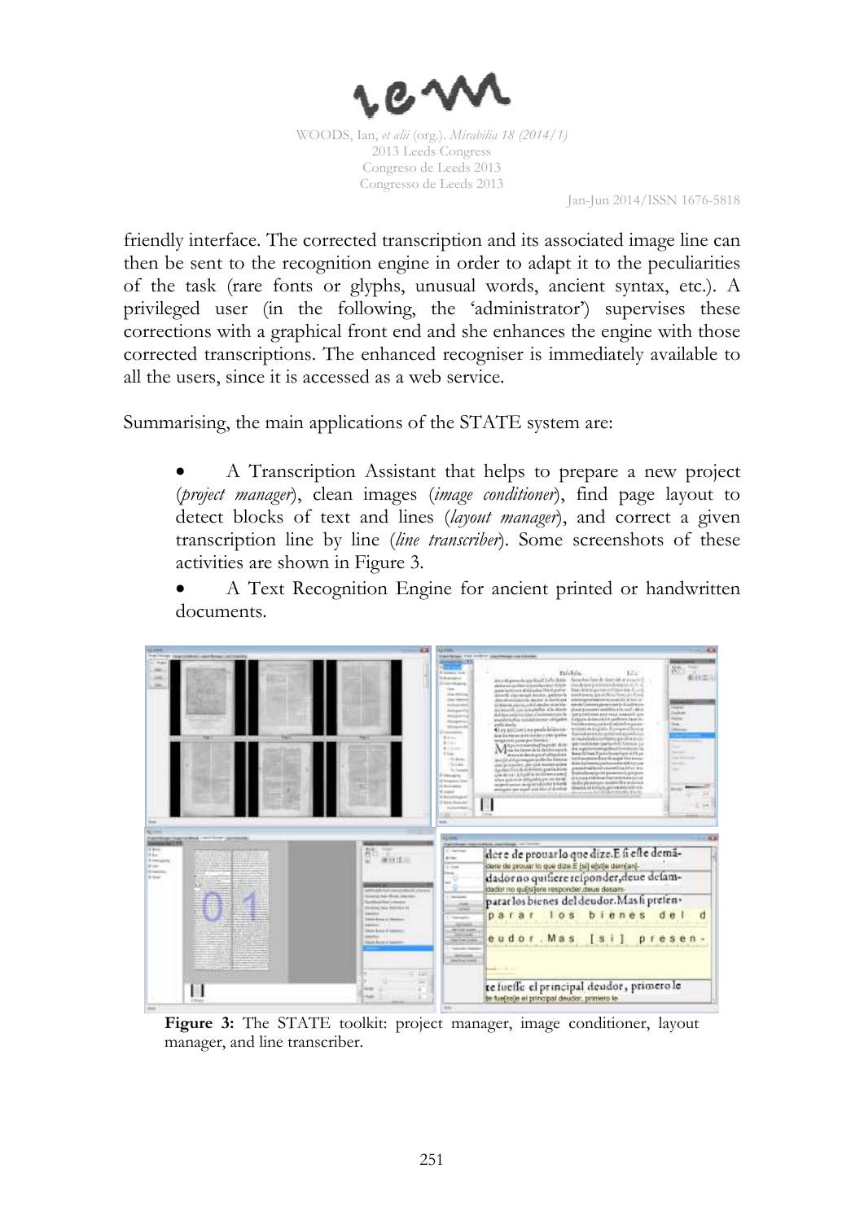friendly interface. The corrected transcription and its associated image line can then be sent to the recognition engine in order to adapt it to the peculiarities of the task (rare fonts or glyphs, unusual words, ancient syntax, etc.). A privileged user (in the following, the 'administrator') supervises these corrections with a graphical front end and she enhances the engine with those corrected transcriptions. The enhanced recogniser is immediately available to all the users, since it is accessed as a web service.

Summarising, the main applications of the STATE system are:

- A Transcription Assistant that helps to prepare a new project (*project manager*), clean images (*image conditioner*), find page layout to detect blocks of text and lines (*layout manager*), and correct a given transcription line by line (*line transcriber*). Some screenshots of these activities are shown in Figure 3.
- A Text Recognition Engine for ancient printed or handwritten documents.

**Figure 3:** The STATE toolkit: project manager, image conditioner, layout manager, and line transcriber.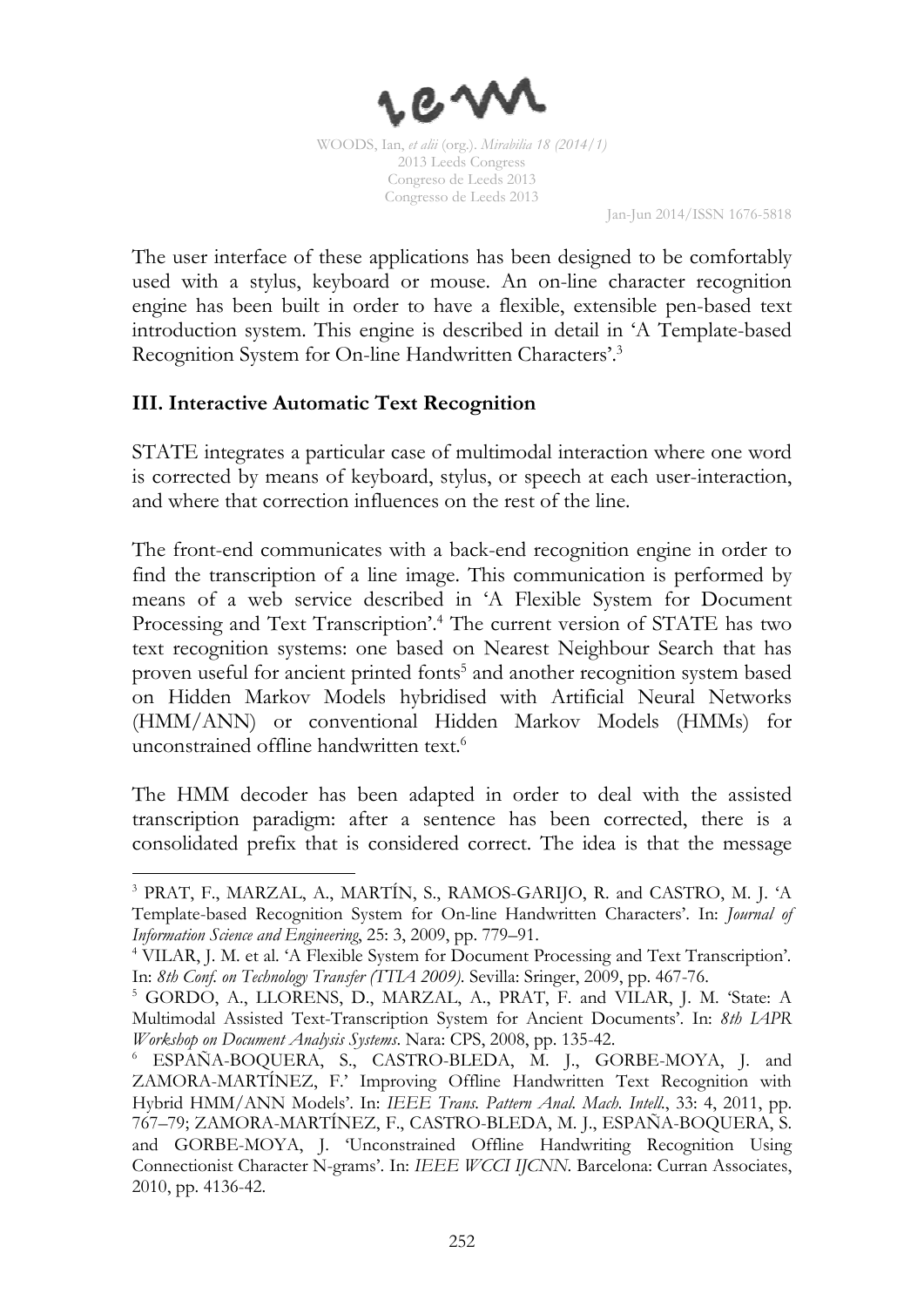The user interface of these applications has been designed to be comfortably used with a stylus, keyboard or mouse. An on-line character recognition engine has been built in order to have a flexible, extensible pen-based text introduction system. This engine is described in detail in 'A Template-based Recognition System for On-line Handwritten Characters'.[3]

### III. Interactive Automatic Text Recognition

STATE integrates a particular case of multimodal interaction where one word is corrected by means of keyboard, stylus, or speech at each user-interaction, and where that correction influences on the rest of the line.

The front-end communicates with a back-end recognition engine in order to find the transcription of a line image. This communication is performed by means of a web service described in 'A Flexible System for Document Processing and Text Transcription'.[4] The current version of STATE has two text recognition systems: one based on Nearest Neighbour Search that has proven useful for ancient printed fonts[5] and another recognition system based on Hidden Markov Models hybridised with Artificial Neural Networks (HMM/ANN) or conventional Hidden Markov Models (HMMs) for unconstrained offline handwritten text.[6]

The HMM decoder has been adapted in order to deal with the assisted transcription paradigm: after a sentence has been corrected, there is a consolidated prefix that is considered correct. The idea is that the message

---

[3] PRAT, F., MARZAL, A., MARTÍN, S., RAMOS-GARIJO, R. and CASTRO, M. J. 'A Template-based Recognition System for On-line Handwritten Characters'. In: *Journal of Information Science and Engineering*, 25: 3, 2009, pp. 779–91.

[4] VILAR, J. M. et al. 'A Flexible System for Document Processing and Text Transcription'. In: *8th Conf. on Technology Transfer (TTIA 2009)*. Sevilla: Sringer, 2009, pp. 467-76.

[5] GORDO, A., LLORENS, D., MARZAL, A., PRAT, F. and VILAR, J. M. 'State: A Multimodal Assisted Text-Transcription System for Ancient Documents'. In: *8th IAPR Workshop on Document Analysis Systems*. Nara: CPS, 2008, pp. 135-42.

[6] ESPAÑA-BOQUERA, S., CASTRO-BLEDA, M. J., GORBE-MOYA, J. and ZAMORA-MARTÍNEZ, F.' Improving Offline Handwritten Text Recognition with Hybrid HMM/ANN Models'. In: *IEEE Trans. Pattern Anal. Mach. Intell.*, 33: 4, 2011, pp. 767–79; ZAMORA-MARTÍNEZ, F., CASTRO-BLEDA, M. J., ESPAÑA-BOQUERA, S. and GORBE-MOYA, J. 'Unconstrained Offline Handwriting Recognition Using Connectionist Character N-grams'. In: *IEEE WCCI IJCNN*. Barcelona: Curran Associates, 2010, pp. 4136-42.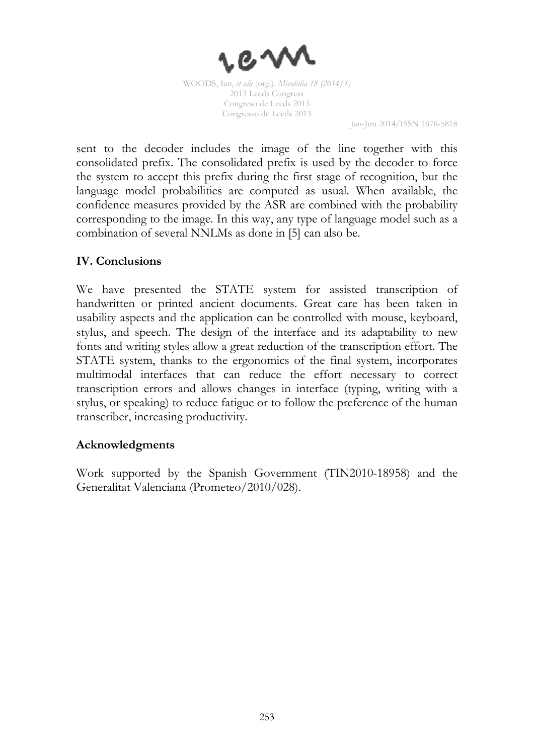sent to the decoder includes the image of the line together with this consolidated prefix. The consolidated prefix is used by the decoder to force the system to accept this prefix during the first stage of recognition, but the language model probabilities are computed as usual. When available, the confidence measures provided by the ASR are combined with the probability corresponding to the image. In this way, any type of language model such as a combination of several NNLMs as done in [5] can also be.

## IV. Conclusions

We have presented the STATE system for assisted transcription of handwritten or printed ancient documents. Great care has been taken in usability aspects and the application can be controlled with mouse, keyboard, stylus, and speech. The design of the interface and its adaptability to new fonts and writing styles allow a great reduction of the transcription effort. The STATE system, thanks to the ergonomics of the final system, incorporates multimodal interfaces that can reduce the effort necessary to correct transcription errors and allows changes in interface (typing, writing with a stylus, or speaking) to reduce fatigue or to follow the preference of the human transcriber, increasing productivity.

## Acknowledgments

Work supported by the Spanish Government (TIN2010-18958) and the Generalitat Valenciana (Prometeo/2010/028).